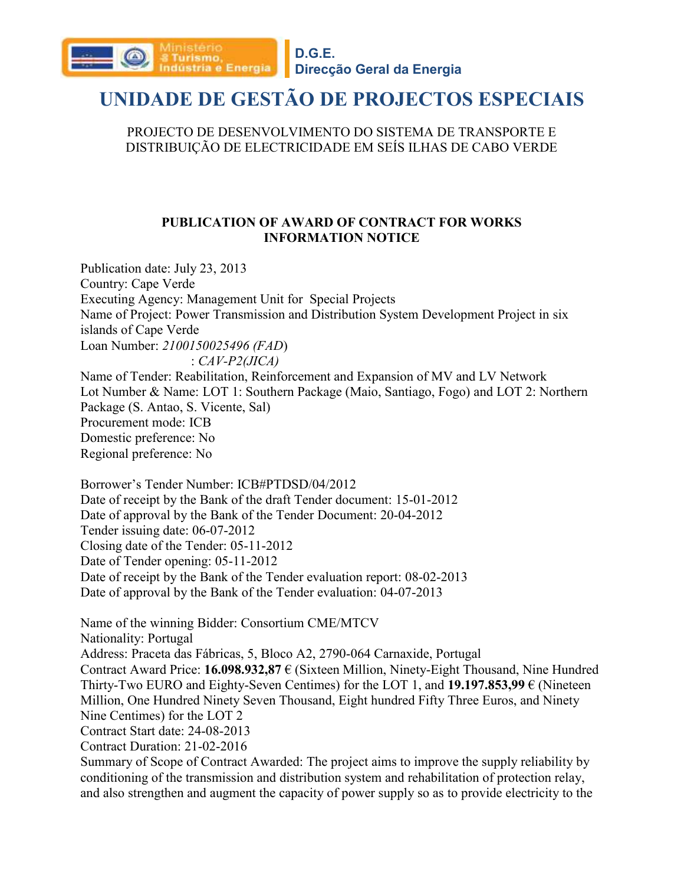Ministério
do Turismo,
Indústria e Energia

**D.G.E.**
**Direcção Geral da Energia**

# UNIDADE DE GESTÃO DE PROJECTOS ESPECIAIS

PROJECTO DE DESENVOLVIMENTO DO SISTEMA DE TRANSPORTE E DISTRIBUIÇÃO DE ELECTRICIDADE EM SEÍS ILHAS DE CABO VERDE

**PUBLICATION OF AWARD OF CONTRACT FOR WORKS**
**INFORMATION NOTICE**

Publication date: July 23, 2013
Country: Cape Verde
Executing Agency: Management Unit for Special Projects
Name of Project: Power Transmission and Distribution System Development Project in six islands of Cape Verde
Loan Number: *2100150025496 (FAD*)
: *CAV-P2(JICA)*
Name of Tender: Reabilitation, Reinforcement and Expansion of MV and LV Network
Lot Number & Name: LOT 1: Southern Package (Maio, Santiago, Fogo) and LOT 2: Northern Package (S. Antao, S. Vicente, Sal)
Procurement mode: ICB
Domestic preference: No
Regional preference: No

Borrower's Tender Number: ICB#PTDSD/04/2012
Date of receipt by the Bank of the draft Tender document: 15-01-2012
Date of approval by the Bank of the Tender Document: 20-04-2012
Tender issuing date: 06-07-2012
Closing date of the Tender: 05-11-2012
Date of Tender opening: 05-11-2012
Date of receipt by the Bank of the Tender evaluation report: 08-02-2013
Date of approval by the Bank of the Tender evaluation: 04-07-2013

Name of the winning Bidder: Consortium CME/MTCV
Nationality: Portugal
Address: Praceta das Fábricas, 5, Bloco A2, 2790-064 Carnaxide, Portugal
Contract Award Price: **16.098.932,87** € (Sixteen Million, Ninety-Eight Thousand, Nine Hundred Thirty-Two EURO and Eighty-Seven Centimes) for the LOT 1, and **19.197.853,99** € (Nineteen Million, One Hundred Ninety Seven Thousand, Eight hundred Fifty Three Euros, and Ninety Nine Centimes) for the LOT 2
Contract Start date: 24-08-2013
Contract Duration: 21-02-2016
Summary of Scope of Contract Awarded: The project aims to improve the supply reliability by conditioning of the transmission and distribution system and rehabilitation of protection relay, and also strengthen and augment the capacity of power supply so as to provide electricity to the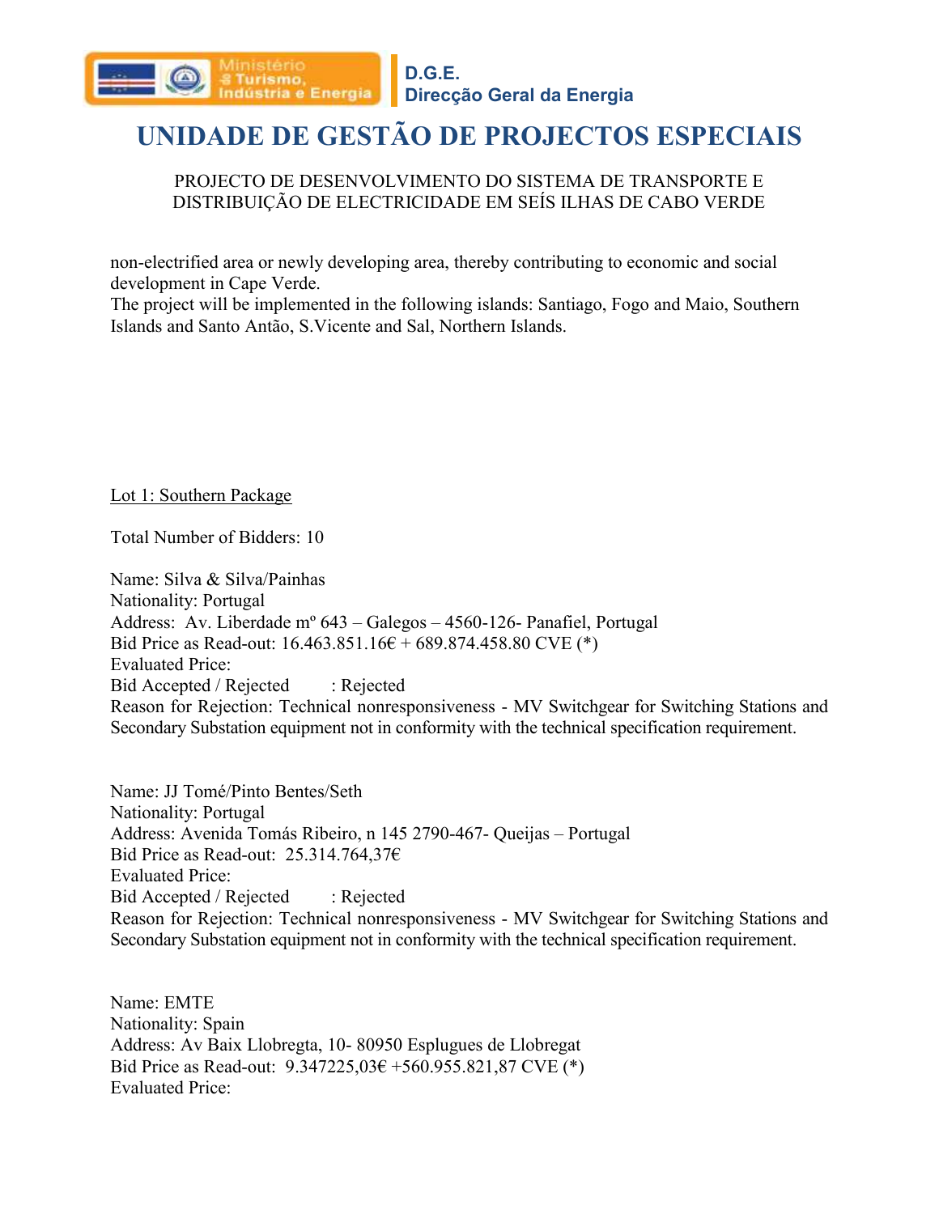non-electrified area or newly developing area, thereby contributing to economic and social development in Cape Verde.
The project will be implemented in the following islands: Santiago, Fogo and Maio, Southern Islands and Santo Antão, S.Vicente and Sal, Northern Islands.

Lot 1: Southern Package

Total Number of Bidders: 10

Name: Silva & Silva/Painhas
Nationality: Portugal
Address: Av. Liberdade mº 643 – Galegos – 4560-126- Panafiel, Portugal
Bid Price as Read-out: 16.463.851.16€ + 689.874.458.80 CVE (*)
Evaluated Price:
Bid Accepted / Rejected : Rejected
Reason for Rejection: Technical nonresponsiveness - MV Switchgear for Switching Stations and Secondary Substation equipment not in conformity with the technical specification requirement.

Name: JJ Tomé/Pinto Bentes/Seth
Nationality: Portugal
Address: Avenida Tomás Ribeiro, n 145 2790-467- Queijas – Portugal
Bid Price as Read-out: 25.314.764,37€
Evaluated Price:
Bid Accepted / Rejected : Rejected
Reason for Rejection: Technical nonresponsiveness - MV Switchgear for Switching Stations and Secondary Substation equipment not in conformity with the technical specification requirement.

Name: EMTE
Nationality: Spain
Address: Av Baix Llobregta, 10- 80950 Esplugues de Llobregat
Bid Price as Read-out: 9.347225,03€ +560.955.821,87 CVE (*)
Evaluated Price: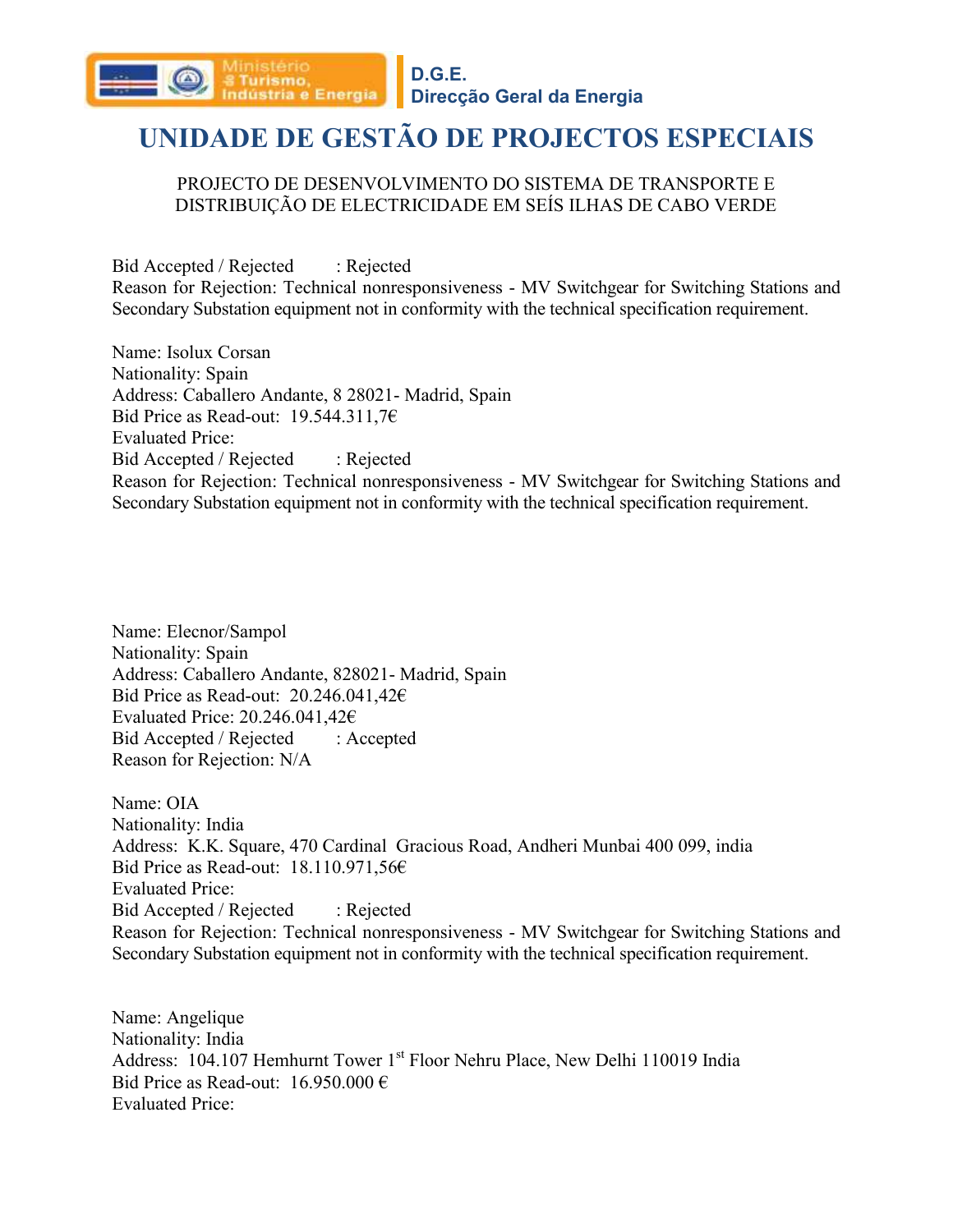# UNIDADE DE GESTÃO DE PROJECTOS ESPECIAIS

PROJECTO DE DESENVOLVIMENTO DO SISTEMA DE TRANSPORTE E DISTRIBUIÇÃO DE ELECTRICIDADE EM SEÍS ILHAS DE CABO VERDE

Bid Accepted / Rejected : Rejected
Reason for Rejection: Technical nonresponsiveness - MV Switchgear for Switching Stations and Secondary Substation equipment not in conformity with the technical specification requirement.

Name: Isolux Corsan
Nationality: Spain
Address: Caballero Andante, 8 28021- Madrid, Spain
Bid Price as Read-out: 19.544.311,7€
Evaluated Price:
Bid Accepted / Rejected : Rejected
Reason for Rejection: Technical nonresponsiveness - MV Switchgear for Switching Stations and Secondary Substation equipment not in conformity with the technical specification requirement.

Name: Elecnor/Sampol
Nationality: Spain
Address: Caballero Andante, 828021- Madrid, Spain
Bid Price as Read-out: 20.246.041,42€
Evaluated Price: 20.246.041,42€
Bid Accepted / Rejected : Accepted
Reason for Rejection: N/A

Name: OIA
Nationality: India
Address: K.K. Square, 470 Cardinal Gracious Road, Andheri Munbai 400 099, india
Bid Price as Read-out: 18.110.971,56€
Evaluated Price:
Bid Accepted / Rejected : Rejected
Reason for Rejection: Technical nonresponsiveness - MV Switchgear for Switching Stations and Secondary Substation equipment not in conformity with the technical specification requirement.

Name: Angelique
Nationality: India
Address: 104.107 Hemhurnt Tower 1st Floor Nehru Place, New Delhi 110019 India
Bid Price as Read-out: 16.950.000 €
Evaluated Price: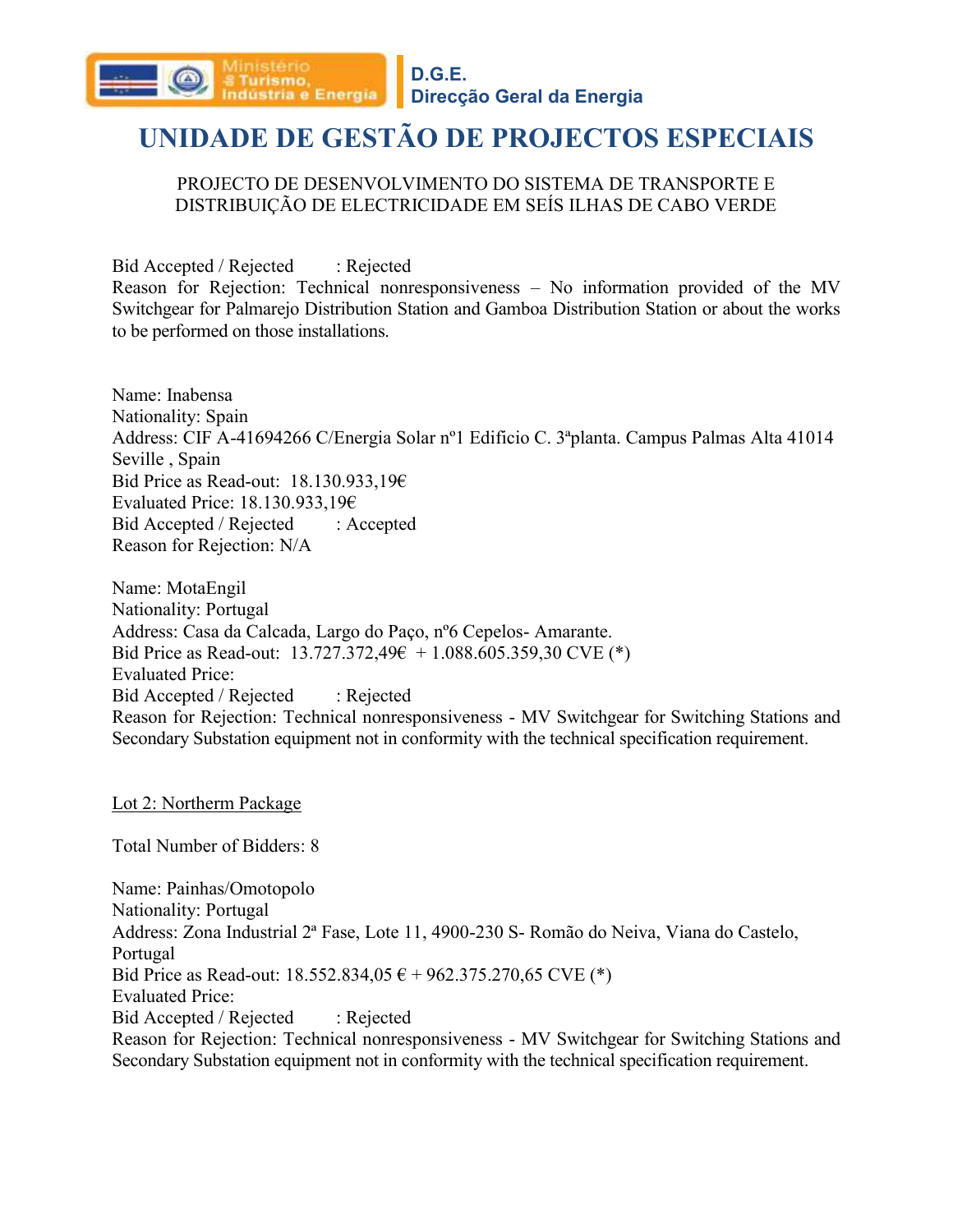# UNIDADE DE GESTÃO DE PROJECTOS ESPECIAIS

PROJECTO DE DESENVOLVIMENTO DO SISTEMA DE TRANSPORTE E DISTRIBUIÇÃO DE ELECTRICIDADE EM SEÍS ILHAS DE CABO VERDE

Bid Accepted / Rejected : Rejected
Reason for Rejection: Technical nonresponsiveness – No information provided of the MV Switchgear for Palmarejo Distribution Station and Gamboa Distribution Station or about the works to be performed on those installations.

Name: Inabensa
Nationality: Spain
Address: CIF A-41694266 C/Energia Solar nº1 Edificio C. 3ªplanta. Campus Palmas Alta 41014 Seville , Spain
Bid Price as Read-out: 18.130.933,19€
Evaluated Price: 18.130.933,19€
Bid Accepted / Rejected : Accepted
Reason for Rejection: N/A

Name: MotaEngil
Nationality: Portugal
Address: Casa da Calcada, Largo do Paço, nº6 Cepelos- Amarante.
Bid Price as Read-out: 13.727.372,49€ + 1.088.605.359,30 CVE (*)
Evaluated Price:
Bid Accepted / Rejected : Rejected
Reason for Rejection: Technical nonresponsiveness - MV Switchgear for Switching Stations and Secondary Substation equipment not in conformity with the technical specification requirement.

Lot 2: Northerm Package

Total Number of Bidders: 8

Name: Painhas/Omotopolo
Nationality: Portugal
Address: Zona Industrial 2ª Fase, Lote 11, 4900-230 S- Romão do Neiva, Viana do Castelo, Portugal
Bid Price as Read-out: 18.552.834,05 € + 962.375.270,65 CVE (*)
Evaluated Price:
Bid Accepted / Rejected : Rejected
Reason for Rejection: Technical nonresponsiveness - MV Switchgear for Switching Stations and Secondary Substation equipment not in conformity with the technical specification requirement.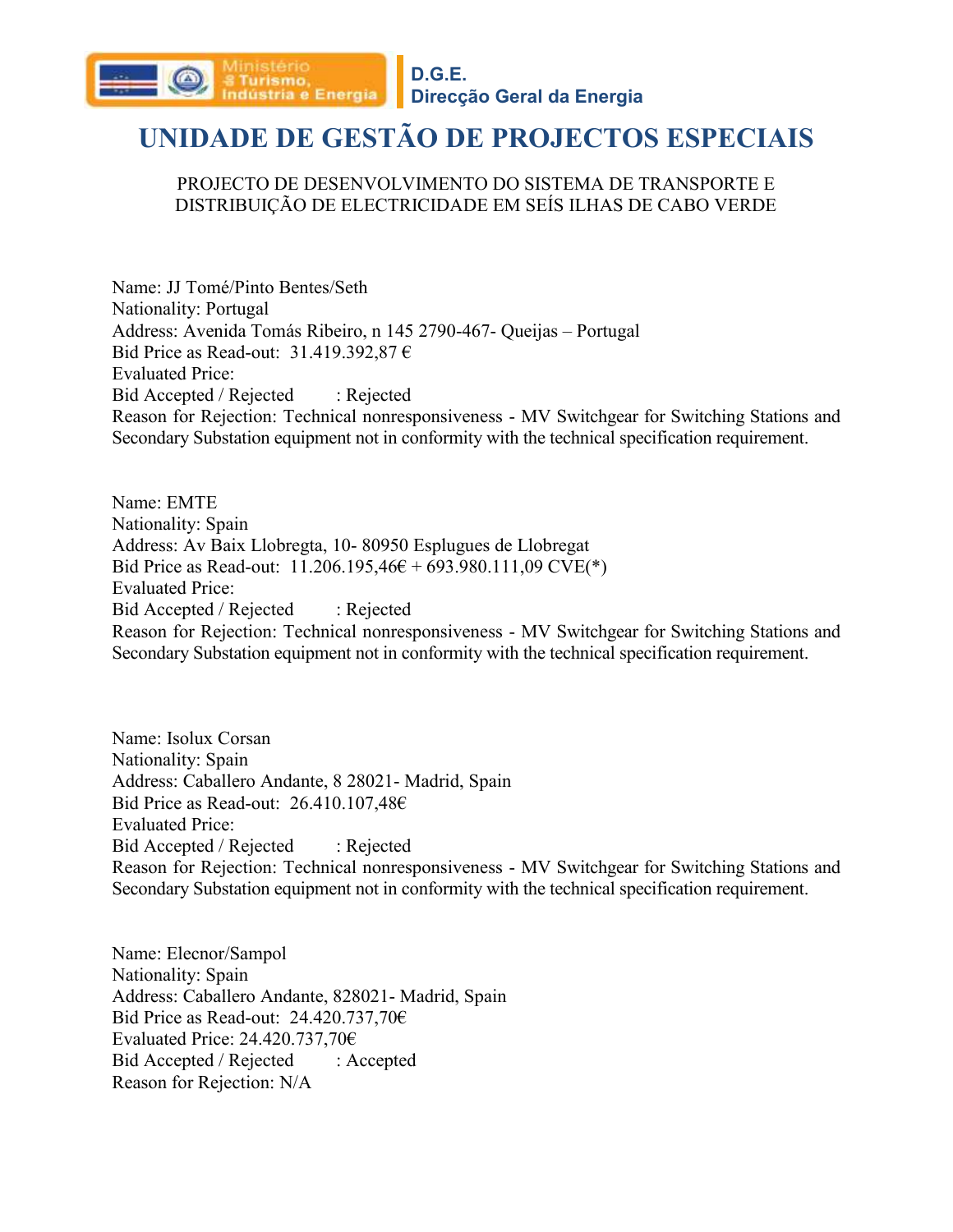Ministério do Turismo, Indústria e Energia

**D.G.E.**
**Direcção Geral da Energia**

# UNIDADE DE GESTÃO DE PROJECTOS ESPECIAIS

PROJECTO DE DESENVOLVIMENTO DO SISTEMA DE TRANSPORTE E DISTRIBUIÇÃO DE ELECTRICIDADE EM SEÍS ILHAS DE CABO VERDE

Name: JJ Tomé/Pinto Bentes/Seth
Nationality: Portugal
Address: Avenida Tomás Ribeiro, n 145 2790-467- Queijas – Portugal
Bid Price as Read-out: 31.419.392,87 €
Evaluated Price:
Bid Accepted / Rejected : Rejected
Reason for Rejection: Technical nonresponsiveness - MV Switchgear for Switching Stations and Secondary Substation equipment not in conformity with the technical specification requirement.

Name: EMTE
Nationality: Spain
Address: Av Baix Llobregta, 10- 80950 Esplugues de Llobregat
Bid Price as Read-out: 11.206.195,46€ + 693.980.111,09 CVE(*)
Evaluated Price:
Bid Accepted / Rejected : Rejected
Reason for Rejection: Technical nonresponsiveness - MV Switchgear for Switching Stations and Secondary Substation equipment not in conformity with the technical specification requirement.

Name: Isolux Corsan
Nationality: Spain
Address: Caballero Andante, 8 28021- Madrid, Spain
Bid Price as Read-out: 26.410.107,48€
Evaluated Price:
Bid Accepted / Rejected : Rejected
Reason for Rejection: Technical nonresponsiveness - MV Switchgear for Switching Stations and Secondary Substation equipment not in conformity with the technical specification requirement.

Name: Elecnor/Sampol
Nationality: Spain
Address: Caballero Andante, 828021- Madrid, Spain
Bid Price as Read-out: 24.420.737,70€
Evaluated Price: 24.420.737,70€
Bid Accepted / Rejected : Accepted
Reason for Rejection: N/A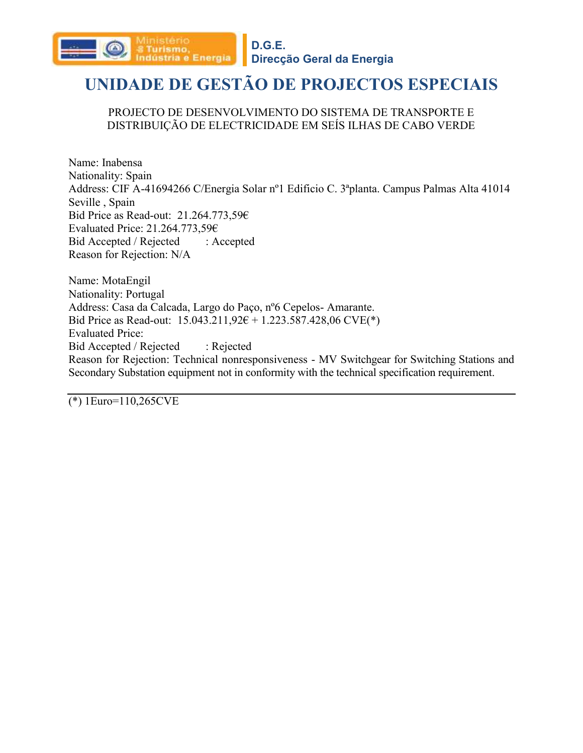Ministério do Turismo, Indústria e Energia

**D.G.E.**
**Direcção Geral da Energia**

# UNIDADE DE GESTÃO DE PROJECTOS ESPECIAIS

PROJECTO DE DESENVOLVIMENTO DO SISTEMA DE TRANSPORTE E DISTRIBUIÇÃO DE ELECTRICIDADE EM SEÍS ILHAS DE CABO VERDE

Name: Inabensa
Nationality: Spain
Address: CIF A-41694266 C/Energia Solar nº1 Edificio C. 3ªplanta. Campus Palmas Alta 41014 Seville , Spain
Bid Price as Read-out: 21.264.773,59€
Evaluated Price: 21.264.773,59€
Bid Accepted / Rejected : Accepted
Reason for Rejection: N/A

Name: MotaEngil
Nationality: Portugal
Address: Casa da Calcada, Largo do Paço, nº6 Cepelos- Amarante.
Bid Price as Read-out: 15.043.211,92€ + 1.223.587.428,06 CVE(*)
Evaluated Price:
Bid Accepted / Rejected : Rejected
Reason for Rejection: Technical nonresponsiveness - MV Switchgear for Switching Stations and Secondary Substation equipment not in conformity with the technical specification requirement.

---

(*) 1Euro=110,265CVE